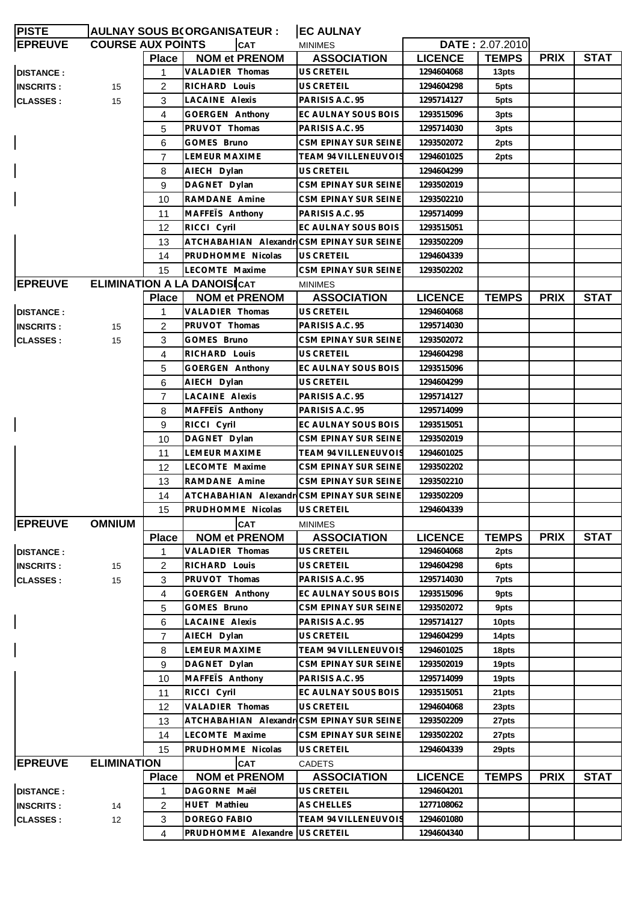| PISTE | AULNAY SOUS BOIS | ORGANISATEUR : | EC AULNAY | | | | |
|---|---|---|---|---|---|---|---|
| **EPREUVE** | **COURSE AUX POINTS** | **CAT** | MINIMES | | **DATE :** 2.07.2010 | | |
| | **Place** | **NOM et PRENOM** | **ASSOCIATION** | **LICENCE** | **TEMPS** | **PRIX** | **STAT** |
| **DISTANCE :** | 1 | VALADIER Thomas | US CRETEIL | 1294604068 | 13pts | | |
| **INSCRITS :** 15 | 2 | RICHARD Louis | US CRETEIL | 1294604298 | 5pts | | |
| **CLASSES :** 15 | 3 | LACAINE Alexis | PARISIS A.C. 95 | 1295714127 | 5pts | | |
| | 4 | GOERGEN Anthony | EC AULNAY SOUS BOIS | 1293515096 | 3pts | | |
| | 5 | PRUVOT Thomas | PARISIS A.C. 95 | 1295714030 | 3pts | | |
| | 6 | GOMES Bruno | CSM EPINAY SUR SEINE | 1293502072 | 2pts | | |
| | 7 | LEMEUR MAXIME | TEAM 94 VILLENEUVOIS | 1294601025 | 2pts | | |
| | 8 | AIECH Dylan | US CRETEIL | 1294604299 | | | |
| | 9 | DAGNET Dylan | CSM EPINAY SUR SEINE | 1293502019 | | | |
| | 10 | RAMDANE Amine | CSM EPINAY SUR SEINE | 1293502210 | | | |
| | 11 | MAFFEÏS Anthony | PARISIS A.C. 95 | 1295714099 | | | |
| | 12 | RICCI Cyril | EC AULNAY SOUS BOIS | 1293515051 | | | |
| | 13 | ATCHABAHIAN Alexandre | CSM EPINAY SUR SEINE | 1293502209 | | | |
| | 14 | PRUDHOMME Nicolas | US CRETEIL | 1294604339 | | | |
| | 15 | LECOMTE Maxime | CSM EPINAY SUR SEINE | 1293502202 | | | |

| **EPREUVE** | **ELIMINATION A LA DANOISE** | **CAT** | MINIMES | | | | |
|---|---|---|---|---|---|---|---|
| | **Place** | **NOM et PRENOM** | **ASSOCIATION** | **LICENCE** | **TEMPS** | **PRIX** | **STAT** |
| **DISTANCE :** | 1 | VALADIER Thomas | US CRETEIL | 1294604068 | | | |
| **INSCRITS :** 15 | 2 | PRUVOT Thomas | PARISIS A.C. 95 | 1295714030 | | | |
| **CLASSES :** 15 | 3 | GOMES Bruno | CSM EPINAY SUR SEINE | 1293502072 | | | |
| | 4 | RICHARD Louis | US CRETEIL | 1294604298 | | | |
| | 5 | GOERGEN Anthony | EC AULNAY SOUS BOIS | 1293515096 | | | |
| | 6 | AIECH Dylan | US CRETEIL | 1294604299 | | | |
| | 7 | LACAINE Alexis | PARISIS A.C. 95 | 1295714127 | | | |
| | 8 | MAFFEÏS Anthony | PARISIS A.C. 95 | 1295714099 | | | |
| | 9 | RICCI Cyril | EC AULNAY SOUS BOIS | 1293515051 | | | |
| | 10 | DAGNET Dylan | CSM EPINAY SUR SEINE | 1293502019 | | | |
| | 11 | LEMEUR MAXIME | TEAM 94 VILLENEUVOIS | 1294601025 | | | |
| | 12 | LECOMTE Maxime | CSM EPINAY SUR SEINE | 1293502202 | | | |
| | 13 | RAMDANE Amine | CSM EPINAY SUR SEINE | 1293502210 | | | |
| | 14 | ATCHABAHIAN Alexandre | CSM EPINAY SUR SEINE | 1293502209 | | | |
| | 15 | PRUDHOMME Nicolas | US CRETEIL | 1294604339 | | | |

| **EPREUVE** | **OMNIUM** | **CAT** | MINIMES | | | | |
|---|---|---|---|---|---|---|---|
| | **Place** | **NOM et PRENOM** | **ASSOCIATION** | **LICENCE** | **TEMPS** | **PRIX** | **STAT** |
| **DISTANCE :** | 1 | VALADIER Thomas | US CRETEIL | 1294604068 | 2pts | | |
| **INSCRITS :** 15 | 2 | RICHARD Louis | US CRETEIL | 1294604298 | 6pts | | |
| **CLASSES :** 15 | 3 | PRUVOT Thomas | PARISIS A.C. 95 | 1295714030 | 7pts | | |
| | 4 | GOERGEN Anthony | EC AULNAY SOUS BOIS | 1293515096 | 9pts | | |
| | 5 | GOMES Bruno | CSM EPINAY SUR SEINE | 1293502072 | 9pts | | |
| | 6 | LACAINE Alexis | PARISIS A.C. 95 | 1295714127 | 10pts | | |
| | 7 | AIECH Dylan | US CRETEIL | 1294604299 | 14pts | | |
| | 8 | LEMEUR MAXIME | TEAM 94 VILLENEUVOIS | 1294601025 | 18pts | | |
| | 9 | DAGNET Dylan | CSM EPINAY SUR SEINE | 1293502019 | 19pts | | |
| | 10 | MAFFEÏS Anthony | PARISIS A.C. 95 | 1295714099 | 19pts | | |
| | 11 | RICCI Cyril | EC AULNAY SOUS BOIS | 1293515051 | 21pts | | |
| | 12 | VALADIER Thomas | US CRETEIL | 1294604068 | 23pts | | |
| | 13 | ATCHABAHIAN Alexandre | CSM EPINAY SUR SEINE | 1293502209 | 27pts | | |
| | 14 | LECOMTE Maxime | CSM EPINAY SUR SEINE | 1293502202 | 27pts | | |
| | 15 | PRUDHOMME Nicolas | US CRETEIL | 1294604339 | 29pts | | |

| **EPREUVE** | **ELIMINATION** | **CAT** | CADETS | | | | |
|---|---|---|---|---|---|---|---|
| | **Place** | **NOM et PRENOM** | **ASSOCIATION** | **LICENCE** | **TEMPS** | **PRIX** | **STAT** |
| **DISTANCE :** | 1 | DAGORNE Maël | US CRETEIL | 1294604201 | | | |
| **INSCRITS :** 14 | 2 | HUET Mathieu | AS CHELLES | 1277108062 | | | |
| **CLASSES :** 12 | 3 | DOREGO FABIO | TEAM 94 VILLENEUVOIS | 1294601080 | | | |
| | 4 | PRUDHOMME Alexandre | US CRETEIL | 1294604340 | | | |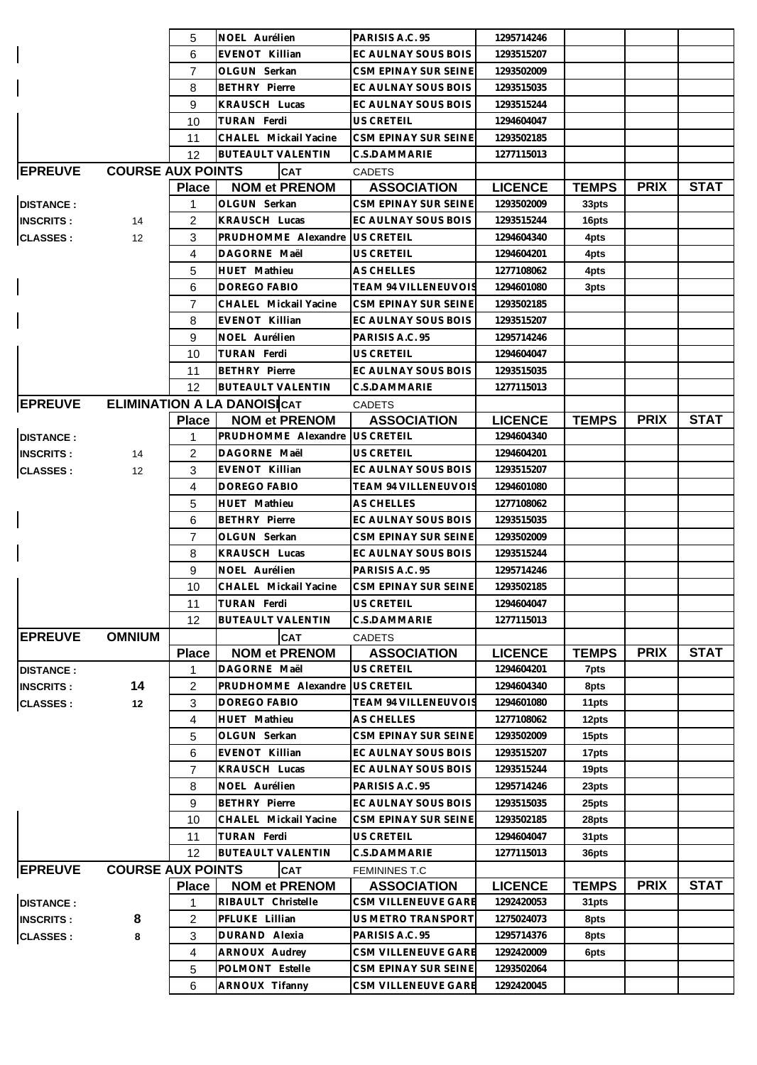| | | Place | NOM et PRENOM | ASSOCIATION | LICENCE | TEMPS | PRIX | STAT |
|---|---|---|---|---|---|---|---|---|
| | | 5 | NOEL Aurélien | PARISIS A.C. 95 | 1295714246 | | | |
| | | 6 | EVENOT Killian | EC AULNAY SOUS BOIS | 1293515207 | | | |
| | | 7 | OLGUN Serkan | CSM EPINAY SUR SEINE | 1293502009 | | | |
| | | 8 | BETHRY Pierre | EC AULNAY SOUS BOIS | 1293515035 | | | |
| | | 9 | KRAUSCH Lucas | EC AULNAY SOUS BOIS | 1293515244 | | | |
| | | 10 | TURAN Ferdi | US CRETEIL | 1294604047 | | | |
| | | 11 | CHALEL Mickail Yacine | CSM EPINAY SUR SEINE | 1293502185 | | | |
| | | 12 | BUTEAULT VALENTIN | C.S.DAMMARIE | 1277115013 | | | |

| EPREUVE | COURSE AUX POINTS | | CAT | CADETS | | | | |
|---|---|---|---|---|---|---|---|---|
| | | Place | NOM et PRENOM | ASSOCIATION | LICENCE | TEMPS | PRIX | STAT |
| DISTANCE : | | 1 | OLGUN Serkan | CSM EPINAY SUR SEINE | 1293502009 | 33pts | | |
| INSCRITS : | 14 | 2 | KRAUSCH Lucas | EC AULNAY SOUS BOIS | 1293515244 | 16pts | | |
| CLASSES : | 12 | 3 | PRUDHOMME Alexandre | US CRETEIL | 1294604340 | 4pts | | |
| | | 4 | DAGORNE Maël | US CRETEIL | 1294604201 | 4pts | | |
| | | 5 | HUET Mathieu | AS CHELLES | 1277108062 | 4pts | | |
| | | 6 | DOREGO FABIO | TEAM 94 VILLENEUVOIS | 1294601080 | 3pts | | |
| | | 7 | CHALEL Mickail Yacine | CSM EPINAY SUR SEINE | 1293502185 | | | |
| | | 8 | EVENOT Killian | EC AULNAY SOUS BOIS | 1293515207 | | | |
| | | 9 | NOEL Aurélien | PARISIS A.C. 95 | 1295714246 | | | |
| | | 10 | TURAN Ferdi | US CRETEIL | 1294604047 | | | |
| | | 11 | BETHRY Pierre | EC AULNAY SOUS BOIS | 1293515035 | | | |
| | | 12 | BUTEAULT VALENTIN | C.S.DAMMARIE | 1277115013 | | | |

| EPREUVE | ELIMINATION A LA DANOISE | | CAT | CADETS | | | | |
|---|---|---|---|---|---|---|---|---|
| | | Place | NOM et PRENOM | ASSOCIATION | LICENCE | TEMPS | PRIX | STAT |
| DISTANCE : | | 1 | PRUDHOMME Alexandre | US CRETEIL | 1294604340 | | | |
| INSCRITS : | 14 | 2 | DAGORNE Maël | US CRETEIL | 1294604201 | | | |
| CLASSES : | 12 | 3 | EVENOT Killian | EC AULNAY SOUS BOIS | 1293515207 | | | |
| | | 4 | DOREGO FABIO | TEAM 94 VILLENEUVOIS | 1294601080 | | | |
| | | 5 | HUET Mathieu | AS CHELLES | 1277108062 | | | |
| | | 6 | BETHRY Pierre | EC AULNAY SOUS BOIS | 1293515035 | | | |
| | | 7 | OLGUN Serkan | CSM EPINAY SUR SEINE | 1293502009 | | | |
| | | 8 | KRAUSCH Lucas | EC AULNAY SOUS BOIS | 1293515244 | | | |
| | | 9 | NOEL Aurélien | PARISIS A.C. 95 | 1295714246 | | | |
| | | 10 | CHALEL Mickail Yacine | CSM EPINAY SUR SEINE | 1293502185 | | | |
| | | 11 | TURAN Ferdi | US CRETEIL | 1294604047 | | | |
| | | 12 | BUTEAULT VALENTIN | C.S.DAMMARIE | 1277115013 | | | |

| EPREUVE | OMNIUM | | CAT | CADETS | | | | |
|---|---|---|---|---|---|---|---|---|
| | | Place | NOM et PRENOM | ASSOCIATION | LICENCE | TEMPS | PRIX | STAT |
| DISTANCE : | | 1 | DAGORNE Maël | US CRETEIL | 1294604201 | 7pts | | |
| INSCRITS : | 14 | 2 | PRUDHOMME Alexandre | US CRETEIL | 1294604340 | 8pts | | |
| CLASSES : | 12 | 3 | DOREGO FABIO | TEAM 94 VILLENEUVOIS | 1294601080 | 11pts | | |
| | | 4 | HUET Mathieu | AS CHELLES | 1277108062 | 12pts | | |
| | | 5 | OLGUN Serkan | CSM EPINAY SUR SEINE | 1293502009 | 15pts | | |
| | | 6 | EVENOT Killian | EC AULNAY SOUS BOIS | 1293515207 | 17pts | | |
| | | 7 | KRAUSCH Lucas | EC AULNAY SOUS BOIS | 1293515244 | 19pts | | |
| | | 8 | NOEL Aurélien | PARISIS A.C. 95 | 1295714246 | 23pts | | |
| | | 9 | BETHRY Pierre | EC AULNAY SOUS BOIS | 1293515035 | 25pts | | |
| | | 10 | CHALEL Mickail Yacine | CSM EPINAY SUR SEINE | 1293502185 | 28pts | | |
| | | 11 | TURAN Ferdi | US CRETEIL | 1294604047 | 31pts | | |
| | | 12 | BUTEAULT VALENTIN | C.S.DAMMARIE | 1277115013 | 36pts | | |

| EPREUVE | COURSE AUX POINTS | | CAT | FEMININES T.C | | | | |
|---|---|---|---|---|---|---|---|---|
| | | Place | NOM et PRENOM | ASSOCIATION | LICENCE | TEMPS | PRIX | STAT |
| DISTANCE : | | 1 | RIBAULT Christelle | CSM VILLENEUVE GARE | 1292420053 | 31pts | | |
| INSCRITS : | 8 | 2 | PFLUKE Lillian | US METRO TRANSPORT | 1275024073 | 8pts | | |
| CLASSES : | 8 | 3 | DURAND Alexia | PARISIS A.C. 95 | 1295714376 | 8pts | | |
| | | 4 | ARNOUX Audrey | CSM VILLENEUVE GARE | 1292420009 | 6pts | | |
| | | 5 | POLMONT Estelle | CSM EPINAY SUR SEINE | 1293502064 | | | |
| | | 6 | ARNOUX Tifanny | CSM VILLENEUVE GARE | 1292420045 | | | |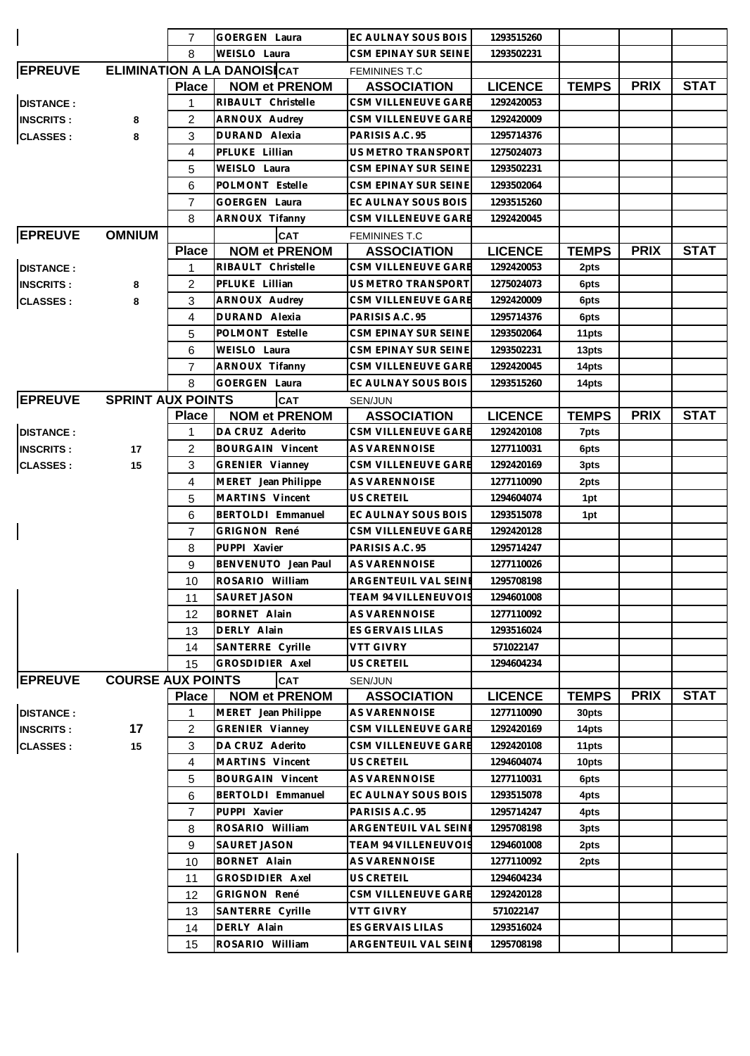| | | Place | NOM et PRENOM | ASSOCIATION | LICENCE | TEMPS | PRIX | STAT |
|---|---|---|---|---|---|---|---|---|
| | | 7 | GOERGEN Laura | EC AULNAY SOUS BOIS | 1293515260 | | | |
| | | 8 | WEISLO Laura | CSM EPINAY SUR SEINE | 1293502231 | | | |

| EPREUVE | ELIMINATION A LA DANOISE | CAT | FEMININES T.C | | | | | |
|---|---|---|---|---|---|---|---|---|
| | | Place | NOM et PRENOM | ASSOCIATION | LICENCE | TEMPS | PRIX | STAT |
| DISTANCE : | | 1 | RIBAULT Christelle | CSM VILLENEUVE GARE | 1292420053 | | | |
| INSCRITS : | 8 | 2 | ARNOUX Audrey | CSM VILLENEUVE GARE | 1292420009 | | | |
| CLASSES : | 8 | 3 | DURAND Alexia | PARISIS A.C. 95 | 1295714376 | | | |
| | | 4 | PFLUKE Lillian | US METRO TRANSPORT | 1275024073 | | | |
| | | 5 | WEISLO Laura | CSM EPINAY SUR SEINE | 1293502231 | | | |
| | | 6 | POLMONT Estelle | CSM EPINAY SUR SEINE | 1293502064 | | | |
| | | 7 | GOERGEN Laura | EC AULNAY SOUS BOIS | 1293515260 | | | |
| | | 8 | ARNOUX Tifanny | CSM VILLENEUVE GARE | 1292420045 | | | |

| EPREUVE | OMNIUM | CAT | FEMININES T.C | | | | | |
|---|---|---|---|---|---|---|---|---|
| | | Place | NOM et PRENOM | ASSOCIATION | LICENCE | TEMPS | PRIX | STAT |
| DISTANCE : | | 1 | RIBAULT Christelle | CSM VILLENEUVE GARE | 1292420053 | 2pts | | |
| INSCRITS : | 8 | 2 | PFLUKE Lillian | US METRO TRANSPORT | 1275024073 | 6pts | | |
| CLASSES : | 8 | 3 | ARNOUX Audrey | CSM VILLENEUVE GARE | 1292420009 | 6pts | | |
| | | 4 | DURAND Alexia | PARISIS A.C. 95 | 1295714376 | 6pts | | |
| | | 5 | POLMONT Estelle | CSM EPINAY SUR SEINE | 1293502064 | 11pts | | |
| | | 6 | WEISLO Laura | CSM EPINAY SUR SEINE | 1293502231 | 13pts | | |
| | | 7 | ARNOUX Tifanny | CSM VILLENEUVE GARE | 1292420045 | 14pts | | |
| | | 8 | GOERGEN Laura | EC AULNAY SOUS BOIS | 1293515260 | 14pts | | |

| EPREUVE | SPRINT AUX POINTS | CAT | SEN/JUN | | | | | |
|---|---|---|---|---|---|---|---|---|
| | | Place | NOM et PRENOM | ASSOCIATION | LICENCE | TEMPS | PRIX | STAT |
| DISTANCE : | | 1 | DA CRUZ Aderito | CSM VILLENEUVE GARE | 1292420108 | 7pts | | |
| INSCRITS : | 17 | 2 | BOURGAIN Vincent | AS VARENNOISE | 1277110031 | 6pts | | |
| CLASSES : | 15 | 3 | GRENIER Vianney | CSM VILLENEUVE GARE | 1292420169 | 3pts | | |
| | | 4 | MERET Jean Philippe | AS VARENNOISE | 1277110090 | 2pts | | |
| | | 5 | MARTINS Vincent | US CRETEIL | 1294604074 | 1pt | | |
| | | 6 | BERTOLDI Emmanuel | EC AULNAY SOUS BOIS | 1293515078 | 1pt | | |
| | | 7 | GRIGNON René | CSM VILLENEUVE GARE | 1292420128 | | | |
| | | 8 | PUPPI Xavier | PARISIS A.C. 95 | 1295714247 | | | |
| | | 9 | BENVENUTO Jean Paul | AS VARENNOISE | 1277110026 | | | |
| | | 10 | ROSARIO William | ARGENTEUIL VAL SEINE | 1295708198 | | | |
| | | 11 | SAURET JASON | TEAM 94 VILLENEUVOIS | 1294601008 | | | |
| | | 12 | BORNET Alain | AS VARENNOISE | 1277110092 | | | |
| | | 13 | DERLY Alain | ES GERVAIS LILAS | 1293516024 | | | |
| | | 14 | SANTERRE Cyrille | VTT GIVRY | 571022147 | | | |
| | | 15 | GROSDIDIER Axel | US CRETEIL | 1294604234 | | | |

| EPREUVE | COURSE AUX POINTS | CAT | SEN/JUN | | | | | |
|---|---|---|---|---|---|---|---|---|
| | | Place | NOM et PRENOM | ASSOCIATION | LICENCE | TEMPS | PRIX | STAT |
| DISTANCE : | | 1 | MERET Jean Philippe | AS VARENNOISE | 1277110090 | 30pts | | |
| INSCRITS : | 17 | 2 | GRENIER Vianney | CSM VILLENEUVE GARE | 1292420169 | 14pts | | |
| CLASSES : | 15 | 3 | DA CRUZ Aderito | CSM VILLENEUVE GARE | 1292420108 | 11pts | | |
| | | 4 | MARTINS Vincent | US CRETEIL | 1294604074 | 10pts | | |
| | | 5 | BOURGAIN Vincent | AS VARENNOISE | 1277110031 | 6pts | | |
| | | 6 | BERTOLDI Emmanuel | EC AULNAY SOUS BOIS | 1293515078 | 4pts | | |
| | | 7 | PUPPI Xavier | PARISIS A.C. 95 | 1295714247 | 4pts | | |
| | | 8 | ROSARIO William | ARGENTEUIL VAL SEINE | 1295708198 | 3pts | | |
| | | 9 | SAURET JASON | TEAM 94 VILLENEUVOIS | 1294601008 | 2pts | | |
| | | 10 | BORNET Alain | AS VARENNOISE | 1277110092 | 2pts | | |
| | | 11 | GROSDIDIER Axel | US CRETEIL | 1294604234 | | | |
| | | 12 | GRIGNON René | CSM VILLENEUVE GARE | 1292420128 | | | |
| | | 13 | SANTERRE Cyrille | VTT GIVRY | 571022147 | | | |
| | | 14 | DERLY Alain | ES GERVAIS LILAS | 1293516024 | | | |
| | | 15 | ROSARIO William | ARGENTEUIL VAL SEINE | 1295708198 | | | |